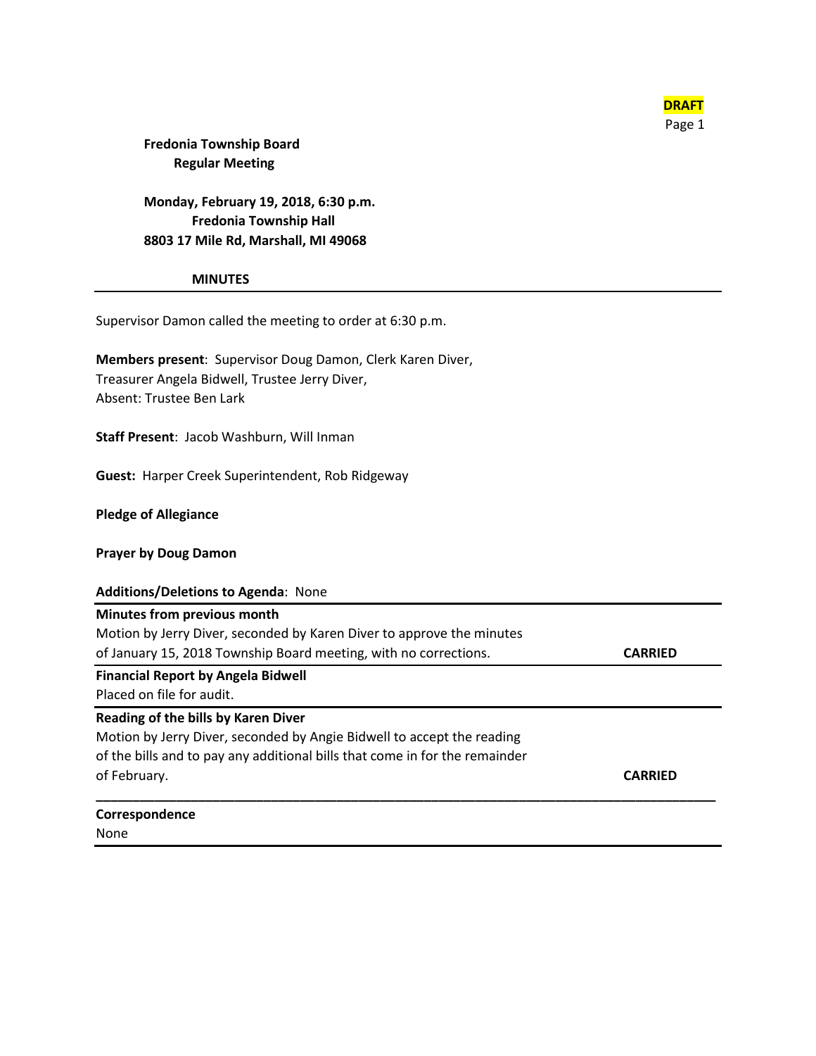**DRAFT**

**Fredonia Township Board**
**Regular Meeting**

**Monday, February 19, 2018, 6:30 p.m.**
**Fredonia Township Hall**
**8803 17 Mile Rd, Marshall, MI 49068**

**MINUTES**

---

Supervisor Damon called the meeting to order at 6:30 p.m.

**Members present**: Supervisor Doug Damon, Clerk Karen Diver,
Treasurer Angela Bidwell, Trustee Jerry Diver,
Absent: Trustee Ben Lark

**Staff Present**: Jacob Washburn, Will Inman

**Guest:** Harper Creek Superintendent, Rob Ridgeway

**Pledge of Allegiance**

**Prayer by Doug Damon**

**Additions/Deletions to Agenda**: None

---

**Minutes from previous month**
Motion by Jerry Diver, seconded by Karen Diver to approve the minutes of January 15, 2018 Township Board meeting, with no corrections. **CARRIED**

---

**Financial Report by Angela Bidwell**
Placed on file for audit.

---

**Reading of the bills by Karen Diver**
Motion by Jerry Diver, seconded by Angie Bidwell to accept the reading of the bills and to pay any additional bills that come in for the remainder of February. **CARRIED**

---

**Correspondence**
None

---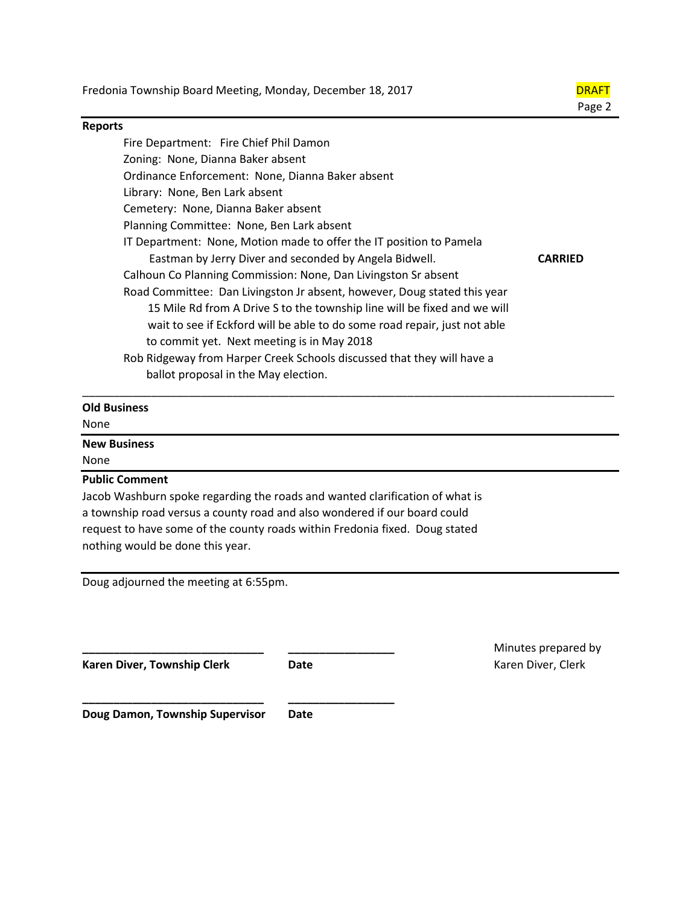**Reports**

- Fire Department: Fire Chief Phil Damon
- Zoning: None, Dianna Baker absent
- Ordinance Enforcement: None, Dianna Baker absent
- Library: None, Ben Lark absent
- Cemetery: None, Dianna Baker absent
- Planning Committee: None, Ben Lark absent
- IT Department: None, Motion made to offer the IT position to Pamela Eastman by Jerry Diver and seconded by Angela Bidwell. **CARRIED**
- Calhoun Co Planning Commission: None, Dan Livingston Sr absent
- Road Committee: Dan Livingston Jr absent, however, Doug stated this year 15 Mile Rd from A Drive S to the township line will be fixed and we will wait to see if Eckford will be able to do some road repair, just not able to commit yet. Next meeting is in May 2018
- Rob Ridgeway from Harper Creek Schools discussed that they will have a ballot proposal in the May election.

---

**Old Business**

None

---

**New Business**

None

---

**Public Comment**

Jacob Washburn spoke regarding the roads and wanted clarification of what is a township road versus a county road and also wondered if our board could request to have some of the county roads within Fredonia fixed. Doug stated nothing would be done this year.

---

Doug adjourned the meeting at 6:55pm.

\_\_\_\_\_\_\_\_\_\_\_\_\_\_\_\_\_\_\_\_\_\_\_\_\_\_\_\_\_\_ \_\_\_\_\_\_\_\_\_\_\_\_\_\_\_\_\_\_
**Karen Diver, Township Clerk** **Date**

Minutes prepared by
Karen Diver, Clerk

\_\_\_\_\_\_\_\_\_\_\_\_\_\_\_\_\_\_\_\_\_\_\_\_\_\_\_\_\_\_ \_\_\_\_\_\_\_\_\_\_\_\_\_\_\_\_\_\_
**Doug Damon, Township Supervisor** **Date**